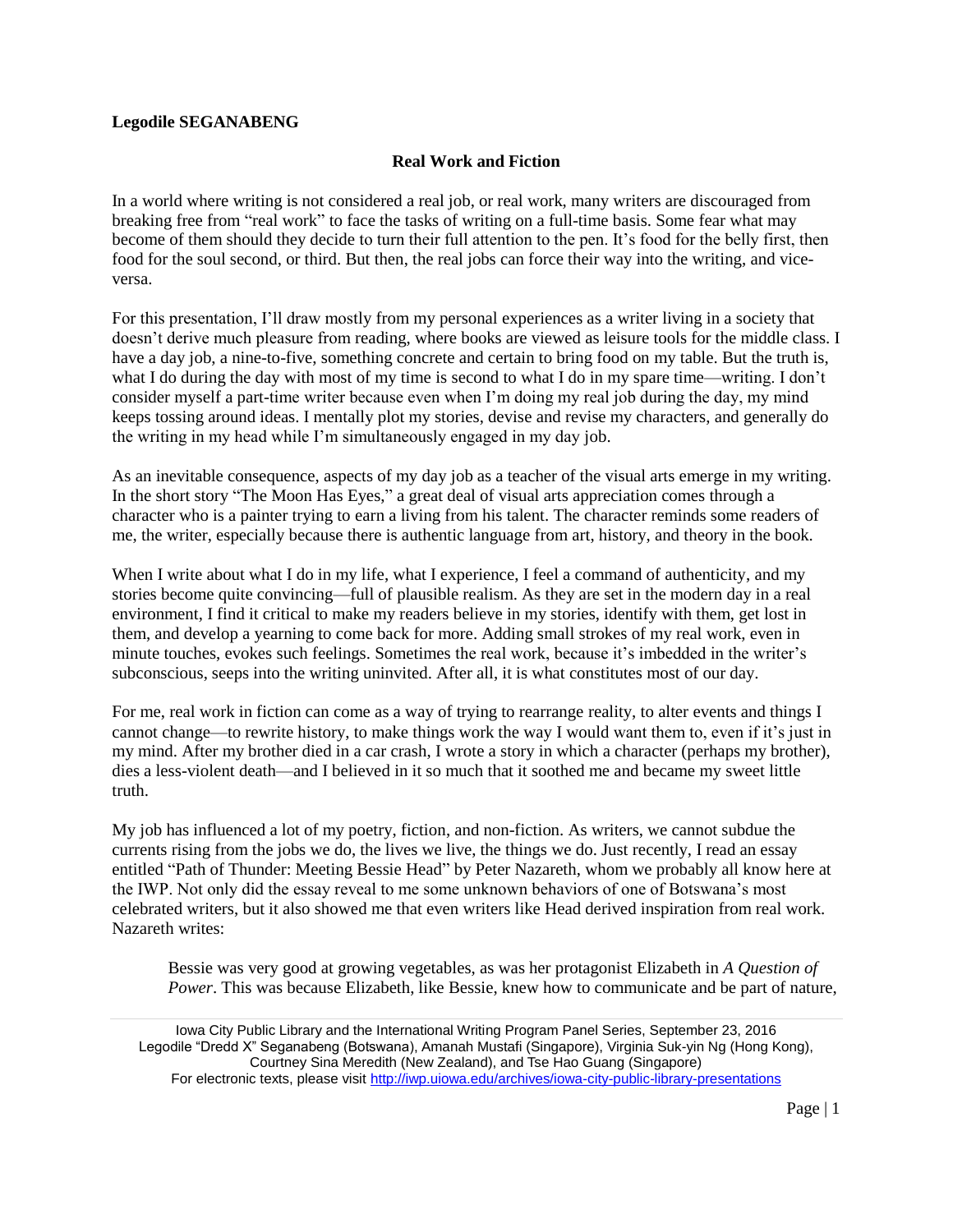**Legodile SEGANABENG**

## Real Work and Fiction

In a world where writing is not considered a real job, or real work, many writers are discouraged from breaking free from "real work" to face the tasks of writing on a full-time basis. Some fear what may become of them should they decide to turn their full attention to the pen. It's food for the belly first, then food for the soul second, or third. But then, the real jobs can force their way into the writing, and vice-versa.

For this presentation, I'll draw mostly from my personal experiences as a writer living in a society that doesn't derive much pleasure from reading, where books are viewed as leisure tools for the middle class. I have a day job, a nine-to-five, something concrete and certain to bring food on my table. But the truth is, what I do during the day with most of my time is second to what I do in my spare time—writing. I don't consider myself a part-time writer because even when I'm doing my real job during the day, my mind keeps tossing around ideas. I mentally plot my stories, devise and revise my characters, and generally do the writing in my head while I'm simultaneously engaged in my day job.

As an inevitable consequence, aspects of my day job as a teacher of the visual arts emerge in my writing. In the short story "The Moon Has Eyes," a great deal of visual arts appreciation comes through a character who is a painter trying to earn a living from his talent. The character reminds some readers of me, the writer, especially because there is authentic language from art, history, and theory in the book.

When I write about what I do in my life, what I experience, I feel a command of authenticity, and my stories become quite convincing—full of plausible realism. As they are set in the modern day in a real environment, I find it critical to make my readers believe in my stories, identify with them, get lost in them, and develop a yearning to come back for more. Adding small strokes of my real work, even in minute touches, evokes such feelings. Sometimes the real work, because it's imbedded in the writer's subconscious, seeps into the writing uninvited. After all, it is what constitutes most of our day.

For me, real work in fiction can come as a way of trying to rearrange reality, to alter events and things I cannot change—to rewrite history, to make things work the way I would want them to, even if it's just in my mind. After my brother died in a car crash, I wrote a story in which a character (perhaps my brother), dies a less-violent death—and I believed in it so much that it soothed me and became my sweet little truth.

My job has influenced a lot of my poetry, fiction, and non-fiction. As writers, we cannot subdue the currents rising from the jobs we do, the lives we live, the things we do. Just recently, I read an essay entitled "Path of Thunder: Meeting Bessie Head" by Peter Nazareth, whom we probably all know here at the IWP. Not only did the essay reveal to me some unknown behaviors of one of Botswana's most celebrated writers, but it also showed me that even writers like Head derived inspiration from real work. Nazareth writes:

> Bessie was very good at growing vegetables, as was her protagonist Elizabeth in *A Question of Power*. This was because Elizabeth, like Bessie, knew how to communicate and be part of nature,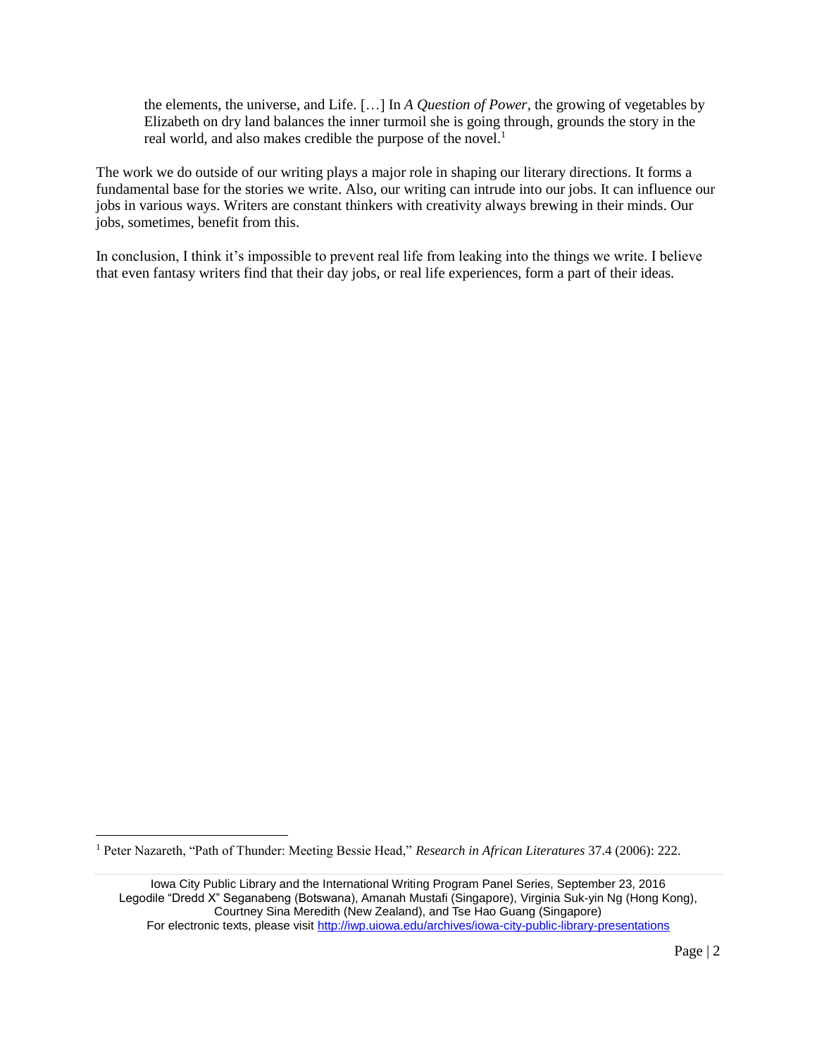> the elements, the universe, and Life. […] In *A Question of Power*, the growing of vegetables by Elizabeth on dry land balances the inner turmoil she is going through, grounds the story in the real world, and also makes credible the purpose of the novel.[1]

The work we do outside of our writing plays a major role in shaping our literary directions. It forms a fundamental base for the stories we write. Also, our writing can intrude into our jobs. It can influence our jobs in various ways. Writers are constant thinkers with creativity always brewing in their minds. Our jobs, sometimes, benefit from this.

In conclusion, I think it's impossible to prevent real life from leaking into the things we write. I believe that even fantasy writers find that their day jobs, or real life experiences, form a part of their ideas.

---

[1] Peter Nazareth, "Path of Thunder: Meeting Bessie Head," *Research in African Literatures* 37.4 (2006): 222.